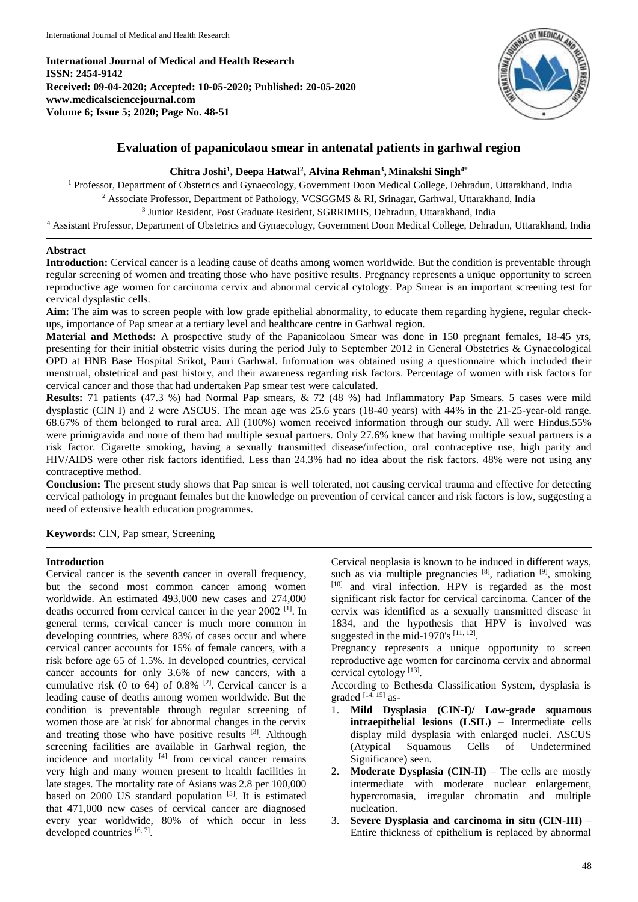International Journal of Medical and Health Research
ISSN: 2454-9142
Received: 09-04-2020; Accepted: 10-05-2020; Published: 20-05-2020
www.medicalsciencejournal.com
Volume 6; Issue 5; 2020; Page No. 48-51

# Evaluation of papanicolaou smear in antenatal patients in garhwal region

**Chitra Joshi[1], Deepa Hatwal[2], Alvina Rehman[3], Minakshi Singh[4*]**

[1] Professor, Department of Obstetrics and Gynaecology, Government Doon Medical College, Dehradun, Uttarakhand, India
[2] Associate Professor, Department of Pathology, VCSGGMS & RI, Srinagar, Garhwal, Uttarakhand, India
[3] Junior Resident, Post Graduate Resident, SGRRIMHS, Dehradun, Uttarakhand, India
[4] Assistant Professor, Department of Obstetrics and Gynaecology, Government Doon Medical College, Dehradun, Uttarakhand, India

## Abstract

**Introduction:** Cervical cancer is a leading cause of deaths among women worldwide. But the condition is preventable through regular screening of women and treating those who have positive results. Pregnancy represents a unique opportunity to screen reproductive age women for carcinoma cervix and abnormal cervical cytology. Pap Smear is an important screening test for cervical dysplastic cells.

**Aim:** The aim was to screen people with low grade epithelial abnormality, to educate them regarding hygiene, regular check-ups, importance of Pap smear at a tertiary level and healthcare centre in Garhwal region.

**Material and Methods:** A prospective study of the Papanicolaou Smear was done in 150 pregnant females, 18-45 yrs, presenting for their initial obstetric visits during the period July to September 2012 in General Obstetrics & Gynaecological OPD at HNB Base Hospital Srikot, Pauri Garhwal. Information was obtained using a questionnaire which included their menstrual, obstetrical and past history, and their awareness regarding risk factors. Percentage of women with risk factors for cervical cancer and those that had undertaken Pap smear test were calculated.

**Results:** 71 patients (47.3 %) had Normal Pap smears, & 72 (48 %) had Inflammatory Pap Smears. 5 cases were mild dysplastic (CIN I) and 2 were ASCUS. The mean age was 25.6 years (18-40 years) with 44% in the 21-25-year-old range. 68.67% of them belonged to rural area. All (100%) women received information through our study. All were Hindus.55% were primigravida and none of them had multiple sexual partners. Only 27.6% knew that having multiple sexual partners is a risk factor. Cigarette smoking, having a sexually transmitted disease/infection, oral contraceptive use, high parity and HIV/AIDS were other risk factors identified. Less than 24.3% had no idea about the risk factors. 48% were not using any contraceptive method.

**Conclusion:** The present study shows that Pap smear is well tolerated, not causing cervical trauma and effective for detecting cervical pathology in pregnant females but the knowledge on prevention of cervical cancer and risk factors is low, suggesting a need of extensive health education programmes.

**Keywords:** CIN, Pap smear, Screening

## Introduction

Cervical cancer is the seventh cancer in overall frequency, but the second most common cancer among women worldwide. An estimated 493,000 new cases and 274,000 deaths occurred from cervical cancer in the year 2002 [1]. In general terms, cervical cancer is much more common in developing countries, where 83% of cases occur and where cervical cancer accounts for 15% of female cancers, with a risk before age 65 of 1.5%. In developed countries, cervical cancer accounts for only 3.6% of new cancers, with a cumulative risk (0 to 64) of 0.8% [2]. Cervical cancer is a leading cause of deaths among women worldwide. But the condition is preventable through regular screening of women those are 'at risk' for abnormal changes in the cervix and treating those who have positive results [3]. Although screening facilities are available in Garhwal region, the incidence and mortality [4] from cervical cancer remains very high and many women present to health facilities in late stages. The mortality rate of Asians was 2.8 per 100,000 based on 2000 US standard population [5]. It is estimated that 471,000 new cases of cervical cancer are diagnosed every year worldwide, 80% of which occur in less developed countries [6, 7].

Cervical neoplasia is known to be induced in different ways, such as via multiple pregnancies [8], radiation [9], smoking [10] and viral infection. HPV is regarded as the most significant risk factor for cervical carcinoma. Cancer of the cervix was identified as a sexually transmitted disease in 1834, and the hypothesis that HPV is involved was suggested in the mid-1970's [11, 12].

Pregnancy represents a unique opportunity to screen reproductive age women for carcinoma cervix and abnormal cervical cytology [13].

According to Bethesda Classification System, dysplasia is graded [14, 15] as-

1. **Mild Dysplasia (CIN-I)/ Low-grade squamous intraepithelial lesions (LSIL)** – Intermediate cells display mild dysplasia with enlarged nuclei. ASCUS (Atypical Squamous Cells of Undetermined Significance) seen.
2. **Moderate Dysplasia (CIN-II)** – The cells are mostly intermediate with moderate nuclear enlargement, hypercromasia, irregular chromatin and multiple nucleation.
3. **Severe Dysplasia and carcinoma in situ (CIN-III)** – Entire thickness of epithelium is replaced by abnormal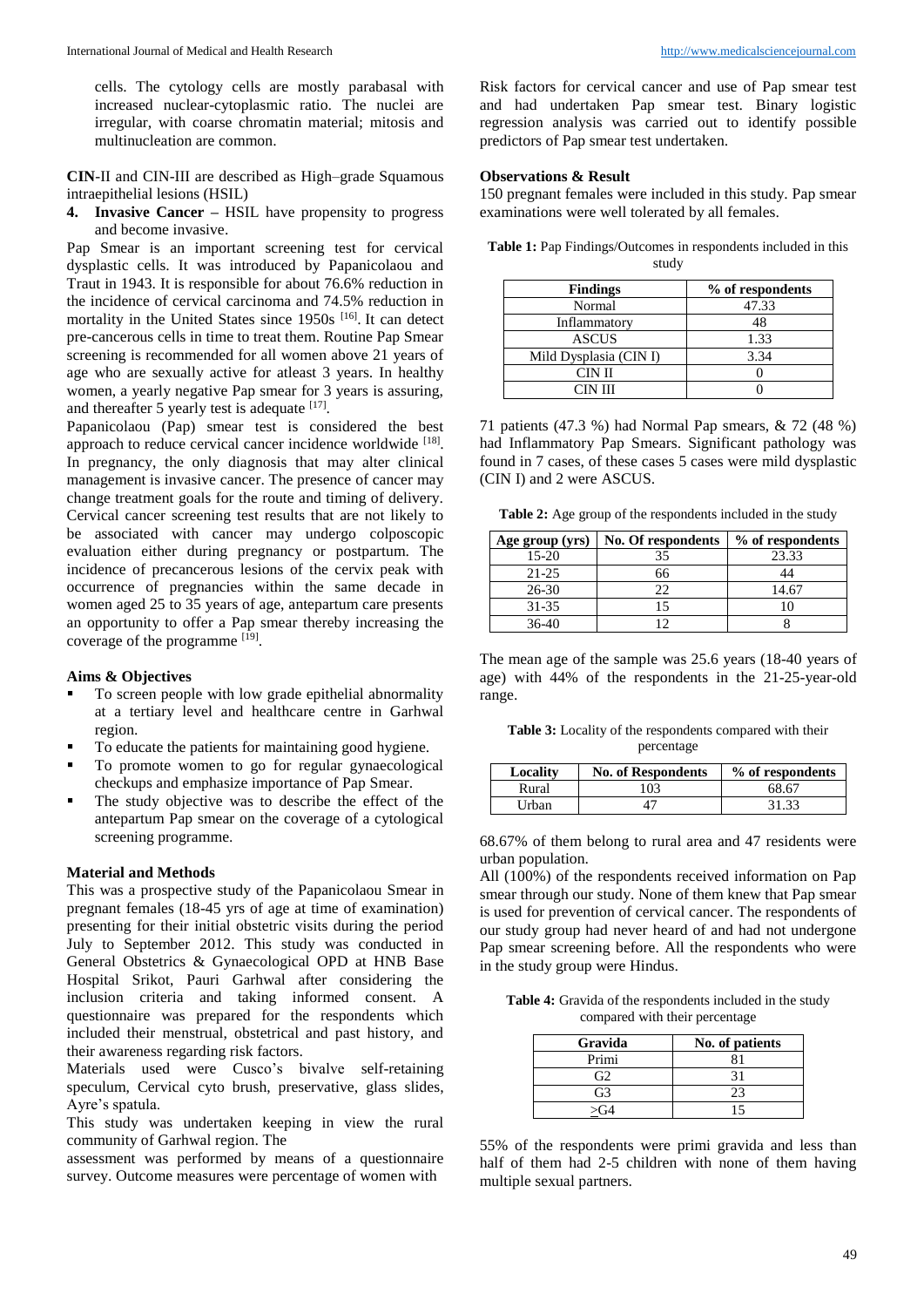cells. The cytology cells are mostly parabasal with increased nuclear-cytoplasmic ratio. The nuclei are irregular, with coarse chromatin material; mitosis and multinucleation are common.

**CIN**-II and CIN-III are described as High–grade Squamous intraepithelial lesions (HSIL)

4. **Invasive Cancer –** HSIL have propensity to progress and become invasive.

Pap Smear is an important screening test for cervical dysplastic cells. It was introduced by Papanicolaou and Traut in 1943. It is responsible for about 76.6% reduction in the incidence of cervical carcinoma and 74.5% reduction in mortality in the United States since 1950s [16]. It can detect pre-cancerous cells in time to treat them. Routine Pap Smear screening is recommended for all women above 21 years of age who are sexually active for atleast 3 years. In healthy women, a yearly negative Pap smear for 3 years is assuring, and thereafter 5 yearly test is adequate [17].

Papanicolaou (Pap) smear test is considered the best approach to reduce cervical cancer incidence worldwide [18]. In pregnancy, the only diagnosis that may alter clinical management is invasive cancer. The presence of cancer may change treatment goals for the route and timing of delivery. Cervical cancer screening test results that are not likely to be associated with cancer may undergo colposcopic evaluation either during pregnancy or postpartum. The incidence of precancerous lesions of the cervix peak with occurrence of pregnancies within the same decade in women aged 25 to 35 years of age, antepartum care presents an opportunity to offer a Pap smear thereby increasing the coverage of the programme [19].

### Aims & Objectives

- To screen people with low grade epithelial abnormality at a tertiary level and healthcare centre in Garhwal region.
- To educate the patients for maintaining good hygiene.
- To promote women to go for regular gynaecological checkups and emphasize importance of Pap Smear.
- The study objective was to describe the effect of the antepartum Pap smear on the coverage of a cytological screening programme.

### Material and Methods

This was a prospective study of the Papanicolaou Smear in pregnant females (18-45 yrs of age at time of examination) presenting for their initial obstetric visits during the period July to September 2012. This study was conducted in General Obstetrics & Gynaecological OPD at HNB Base Hospital Srikot, Pauri Garhwal after considering the inclusion criteria and taking informed consent. A questionnaire was prepared for the respondents which included their menstrual, obstetrical and past history, and their awareness regarding risk factors.

Materials used were Cusco's bivalve self-retaining speculum, Cervical cyto brush, preservative, glass slides, Ayre's spatula.

This study was undertaken keeping in view the rural community of Garhwal region. The assessment was performed by means of a questionnaire survey. Outcome measures were percentage of women with Risk factors for cervical cancer and use of Pap smear test and had undertaken Pap smear test. Binary logistic regression analysis was carried out to identify possible predictors of Pap smear test undertaken.

### Observations & Result

150 pregnant females were included in this study. Pap smear examinations were well tolerated by all females.

**Table 1:** Pap Findings/Outcomes in respondents included in this study

| Findings | % of respondents |
|---|---|
| Normal | 47.33 |
| Inflammatory | 48 |
| ASCUS | 1.33 |
| Mild Dysplasia (CIN I) | 3.34 |
| CIN II | 0 |
| CIN III | 0 |

71 patients (47.3 %) had Normal Pap smears, & 72 (48 %) had Inflammatory Pap Smears. Significant pathology was found in 7 cases, of these cases 5 cases were mild dysplastic (CIN I) and 2 were ASCUS.

**Table 2:** Age group of the respondents included in the study

| Age group (yrs) | No. Of respondents | % of respondents |
|---|---|---|
| 15-20 | 35 | 23.33 |
| 21-25 | 66 | 44 |
| 26-30 | 22 | 14.67 |
| 31-35 | 15 | 10 |
| 36-40 | 12 | 8 |

The mean age of the sample was 25.6 years (18-40 years of age) with 44% of the respondents in the 21-25-year-old range.

**Table 3:** Locality of the respondents compared with their percentage

| Locality | No. of Respondents | % of respondents |
|---|---|---|
| Rural | 103 | 68.67 |
| Urban | 47 | 31.33 |

68.67% of them belong to rural area and 47 residents were urban population.

All (100%) of the respondents received information on Pap smear through our study. None of them knew that Pap smear is used for prevention of cervical cancer. The respondents of our study group had never heard of and had not undergone Pap smear screening before. All the respondents who were in the study group were Hindus.

**Table 4:** Gravida of the respondents included in the study compared with their percentage

| Gravida | No. of patients |
|---|---|
| Primi | 81 |
| G2 | 31 |
| G3 | 23 |
| ≥G4 | 15 |

55% of the respondents were primi gravida and less than half of them had 2-5 children with none of them having multiple sexual partners.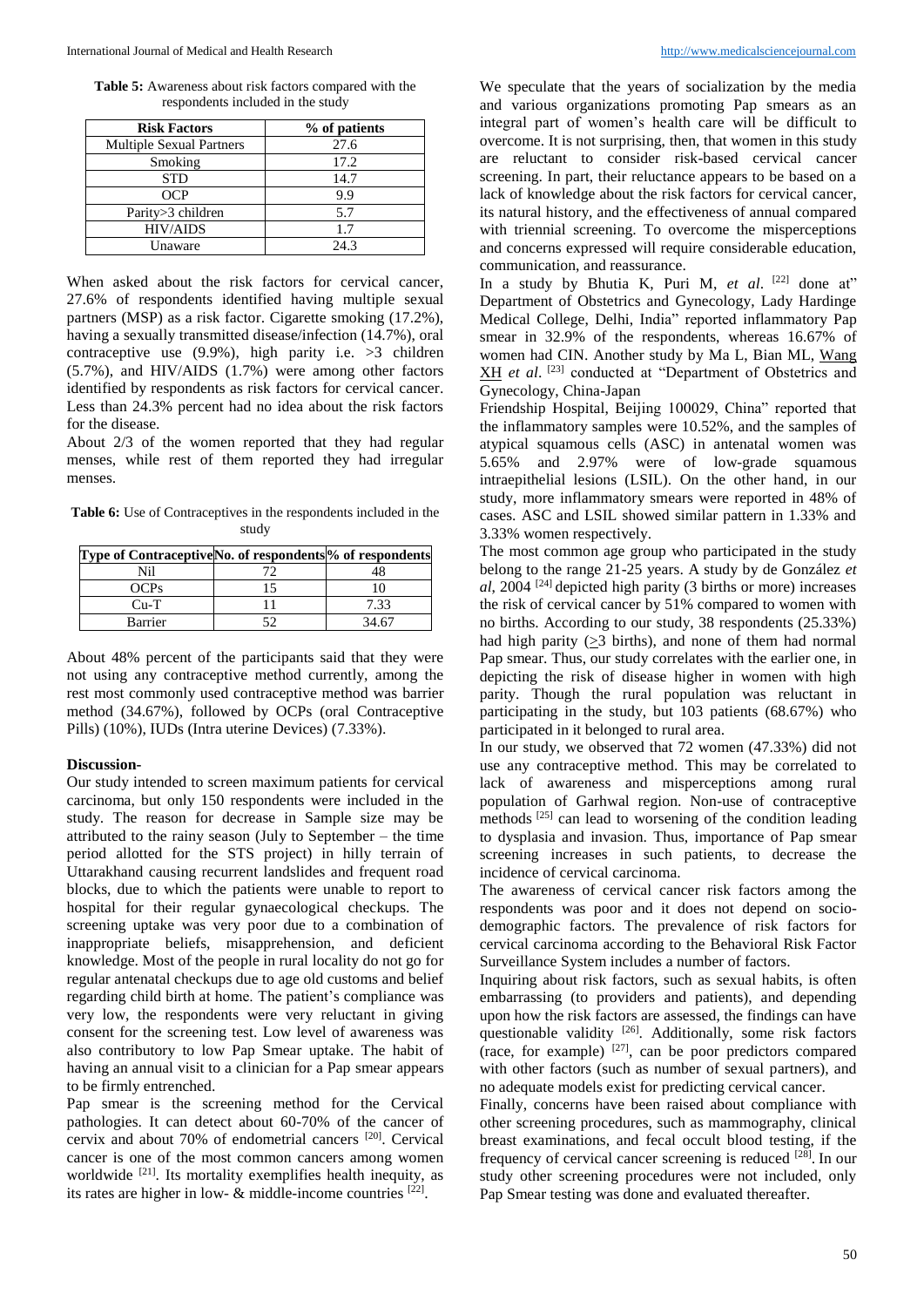**Table 5:** Awareness about risk factors compared with the respondents included in the study

| Risk Factors | % of patients |
|---|---|
| Multiple Sexual Partners | 27.6 |
| Smoking | 17.2 |
| STD | 14.7 |
| OCP | 9.9 |
| Parity>3 children | 5.7 |
| HIV/AIDS | 1.7 |
| Unaware | 24.3 |

When asked about the risk factors for cervical cancer, 27.6% of respondents identified having multiple sexual partners (MSP) as a risk factor. Cigarette smoking (17.2%), having a sexually transmitted disease/infection (14.7%), oral contraceptive use (9.9%), high parity i.e. >3 children (5.7%), and HIV/AIDS (1.7%) were among other factors identified by respondents as risk factors for cervical cancer. Less than 24.3% percent had no idea about the risk factors for the disease.

About 2/3 of the women reported that they had regular menses, while rest of them reported they had irregular menses.

**Table 6:** Use of Contraceptives in the respondents included in the study

| Type of Contraceptive | No. of respondents | % of respondents |
|---|---|---|
| Nil | 72 | 48 |
| OCPs | 15 | 10 |
| Cu-T | 11 | 7.33 |
| Barrier | 52 | 34.67 |

About 48% percent of the participants said that they were not using any contraceptive method currently, among the rest most commonly used contraceptive method was barrier method (34.67%), followed by OCPs (oral Contraceptive Pills) (10%), IUDs (Intra uterine Devices) (7.33%).

## Discussion-

Our study intended to screen maximum patients for cervical carcinoma, but only 150 respondents were included in the study. The reason for decrease in Sample size may be attributed to the rainy season (July to September – the time period allotted for the STS project) in hilly terrain of Uttarakhand causing recurrent landslides and frequent road blocks, due to which the patients were unable to report to hospital for their regular gynaecological checkups. The screening uptake was very poor due to a combination of inappropriate beliefs, misapprehension, and deficient knowledge. Most of the people in rural locality do not go for regular antenatal checkups due to age old customs and belief regarding child birth at home. The patient's compliance was very low, the respondents were very reluctant in giving consent for the screening test. Low level of awareness was also contributory to low Pap Smear uptake. The habit of having an annual visit to a clinician for a Pap smear appears to be firmly entrenched.

Pap smear is the screening method for the Cervical pathologies. It can detect about 60-70% of the cancer of cervix and about 70% of endometrial cancers [20]. Cervical cancer is one of the most common cancers among women worldwide [21]. Its mortality exemplifies health inequity, as its rates are higher in low- & middle-income countries [22].

We speculate that the years of socialization by the media and various organizations promoting Pap smears as an integral part of women's health care will be difficult to overcome. It is not surprising, then, that women in this study are reluctant to consider risk-based cervical cancer screening. In part, their reluctance appears to be based on a lack of knowledge about the risk factors for cervical cancer, its natural history, and the effectiveness of annual compared with triennial screening. To overcome the misperceptions and concerns expressed will require considerable education, communication, and reassurance.

In a study by Bhutia K, Puri M, *et al*. [22] done at" Department of Obstetrics and Gynecology, Lady Hardinge Medical College, Delhi, India" reported inflammatory Pap smear in 32.9% of the respondents, whereas 16.67% of women had CIN. Another study by Ma L, Bian ML, Wang XH *et al*. [23] conducted at "Department of Obstetrics and Gynecology, China-Japan Friendship Hospital, Beijing 100029, China" reported that the inflammatory samples were 10.52%, and the samples of atypical squamous cells (ASC) in antenatal women was 5.65% and 2.97% were of low-grade squamous intraepithelial lesions (LSIL). On the other hand, in our study, more inflammatory smears were reported in 48% of cases. ASC and LSIL showed similar pattern in 1.33% and 3.33% women respectively.

The most common age group who participated in the study belong to the range 21-25 years. A study by de González *et al*, 2004 [24] depicted high parity (3 births or more) increases the risk of cervical cancer by 51% compared to women with no births. According to our study, 38 respondents (25.33%) had high parity (≥3 births), and none of them had normal Pap smear. Thus, our study correlates with the earlier one, in depicting the risk of disease higher in women with high parity. Though the rural population was reluctant in participating in the study, but 103 patients (68.67%) who participated in it belonged to rural area.

In our study, we observed that 72 women (47.33%) did not use any contraceptive method. This may be correlated to lack of awareness and misperceptions among rural population of Garhwal region. Non-use of contraceptive methods [25] can lead to worsening of the condition leading to dysplasia and invasion. Thus, importance of Pap smear screening increases in such patients, to decrease the incidence of cervical carcinoma.

The awareness of cervical cancer risk factors among the respondents was poor and it does not depend on socio-demographic factors. The prevalence of risk factors for cervical carcinoma according to the Behavioral Risk Factor Surveillance System includes a number of factors.

Inquiring about risk factors, such as sexual habits, is often embarrassing (to providers and patients), and depending upon how the risk factors are assessed, the findings can have questionable validity [26]. Additionally, some risk factors (race, for example) [27], can be poor predictors compared with other factors (such as number of sexual partners), and no adequate models exist for predicting cervical cancer.

Finally, concerns have been raised about compliance with other screening procedures, such as mammography, clinical breast examinations, and fecal occult blood testing, if the frequency of cervical cancer screening is reduced [28]. In our study other screening procedures were not included, only Pap Smear testing was done and evaluated thereafter.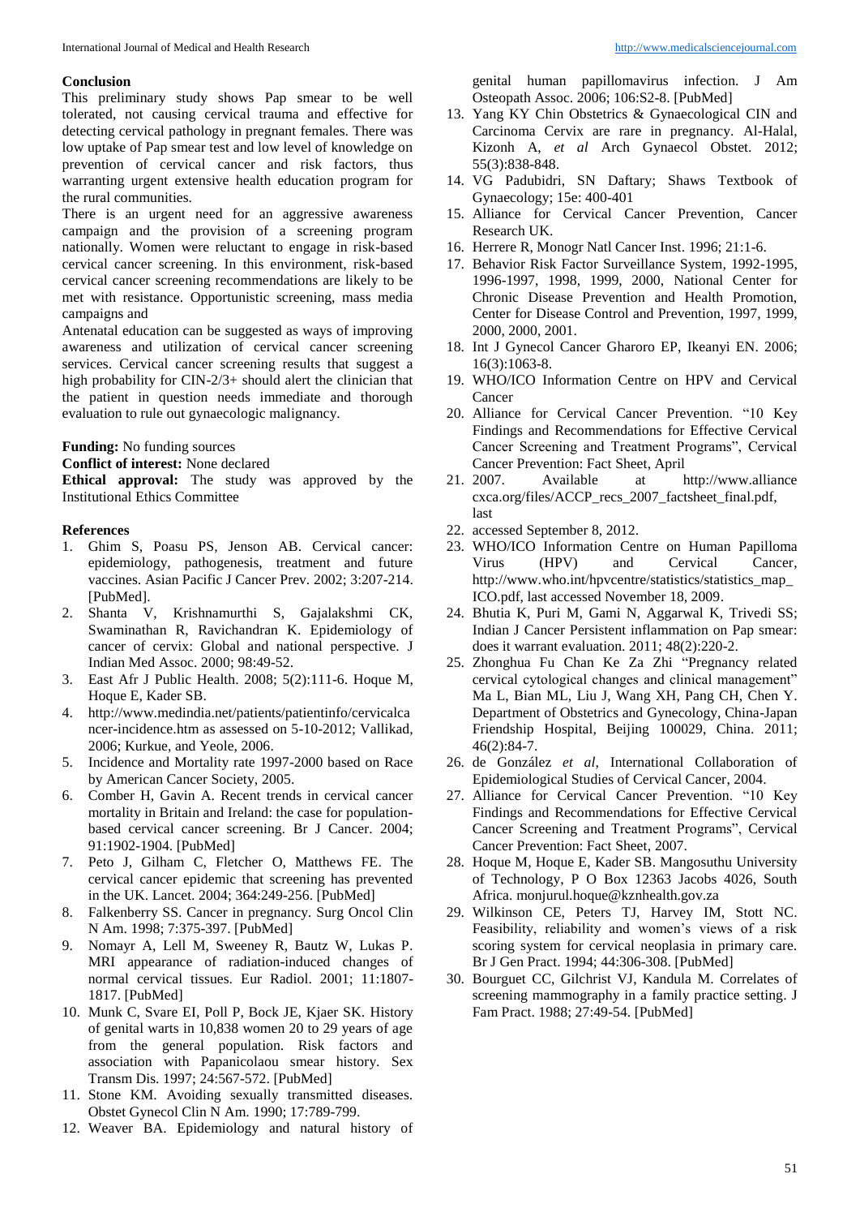## Conclusion

This preliminary study shows Pap smear to be well tolerated, not causing cervical trauma and effective for detecting cervical pathology in pregnant females. There was low uptake of Pap smear test and low level of knowledge on prevention of cervical cancer and risk factors, thus warranting urgent extensive health education program for the rural communities.

There is an urgent need for an aggressive awareness campaign and the provision of a screening program nationally. Women were reluctant to engage in risk-based cervical cancer screening. In this environment, risk-based cervical cancer screening recommendations are likely to be met with resistance. Opportunistic screening, mass media campaigns and

Antenatal education can be suggested as ways of improving awareness and utilization of cervical cancer screening services. Cervical cancer screening results that suggest a high probability for CIN-2/3+ should alert the clinician that the patient in question needs immediate and thorough evaluation to rule out gynaecologic malignancy.

**Funding:** No funding sources

**Conflict of interest:** None declared

**Ethical approval:** The study was approved by the Institutional Ethics Committee

## References

1. Ghim S, Poasu PS, Jenson AB. Cervical cancer: epidemiology, pathogenesis, treatment and future vaccines. Asian Pacific J Cancer Prev. 2002; 3:207-214. [PubMed].
2. Shanta V, Krishnamurthi S, Gajalakshmi CK, Swaminathan R, Ravichandran K. Epidemiology of cancer of cervix: Global and national perspective. J Indian Med Assoc. 2000; 98:49-52.
3. East Afr J Public Health. 2008; 5(2):111-6. Hoque M, Hoque E, Kader SB.
4. http://www.medindia.net/patients/patientinfo/cervicalcancer-incidence.htm as assessed on 5-10-2012; Vallikad, 2006; Kurkue, and Yeole, 2006.
5. Incidence and Mortality rate 1997-2000 based on Race by American Cancer Society, 2005.
6. Comber H, Gavin A. Recent trends in cervical cancer mortality in Britain and Ireland: the case for population-based cervical cancer screening. Br J Cancer. 2004; 91:1902-1904. [PubMed]
7. Peto J, Gilham C, Fletcher O, Matthews FE. The cervical cancer epidemic that screening has prevented in the UK. Lancet. 2004; 364:249-256. [PubMed]
8. Falkenberry SS. Cancer in pregnancy. Surg Oncol Clin N Am. 1998; 7:375-397. [PubMed]
9. Nomayr A, Lell M, Sweeney R, Bautz W, Lukas P. MRI appearance of radiation-induced changes of normal cervical tissues. Eur Radiol. 2001; 11:1807-1817. [PubMed]
10. Munk C, Svare EI, Poll P, Bock JE, Kjaer SK. History of genital warts in 10,838 women 20 to 29 years of age from the general population. Risk factors and association with Papanicolaou smear history. Sex Transm Dis. 1997; 24:567-572. [PubMed]
11. Stone KM. Avoiding sexually transmitted diseases. Obstet Gynecol Clin N Am. 1990; 17:789-799.
12. Weaver BA. Epidemiology and natural history of genital human papillomavirus infection. J Am Osteopath Assoc. 2006; 106:S2-8. [PubMed]
13. Yang KY Chin Obstetrics & Gynaecological CIN and Carcinoma Cervix are rare in pregnancy. Al-Halal, Kizonh A, *et al* Arch Gynaecol Obstet. 2012; 55(3):838-848.
14. VG Padubidri, SN Daftary; Shaws Textbook of Gynaecology; 15e: 400-401
15. Alliance for Cervical Cancer Prevention, Cancer Research UK.
16. Herrere R, Monogr Natl Cancer Inst. 1996; 21:1-6.
17. Behavior Risk Factor Surveillance System, 1992-1995, 1996-1997, 1998, 1999, 2000, National Center for Chronic Disease Prevention and Health Promotion, Center for Disease Control and Prevention, 1997, 1999, 2000, 2000, 2001.
18. Int J Gynecol Cancer Gharoro EP, Ikeanyi EN. 2006; 16(3):1063-8.
19. WHO/ICO Information Centre on HPV and Cervical Cancer
20. Alliance for Cervical Cancer Prevention. "10 Key Findings and Recommendations for Effective Cervical Cancer Screening and Treatment Programs", Cervical Cancer Prevention: Fact Sheet, April
21. 2007. Available at http://www.alliancecxca.org/files/ACCP_recs_2007_factsheet_final.pdf, last
22. accessed September 8, 2012.
23. WHO/ICO Information Centre on Human Papilloma Virus (HPV) and Cervical Cancer, http://www.who.int/hpvcentre/statistics/statistics_map_ICO.pdf, last accessed November 18, 2009.
24. Bhutia K, Puri M, Gami N, Aggarwal K, Trivedi SS; Indian J Cancer Persistent inflammation on Pap smear: does it warrant evaluation. 2011; 48(2):220-2.
25. Zhonghua Fu Chan Ke Za Zhi "Pregnancy related cervical cytological changes and clinical management" Ma L, Bian ML, Liu J, Wang XH, Pang CH, Chen Y. Department of Obstetrics and Gynecology, China-Japan Friendship Hospital, Beijing 100029, China. 2011; 46(2):84-7.
26. de González *et al*, International Collaboration of Epidemiological Studies of Cervical Cancer, 2004.
27. Alliance for Cervical Cancer Prevention. "10 Key Findings and Recommendations for Effective Cervical Cancer Screening and Treatment Programs", Cervical Cancer Prevention: Fact Sheet, 2007.
28. Hoque M, Hoque E, Kader SB. Mangosuthu University of Technology, P O Box 12363 Jacobs 4026, South Africa. monjurul.hoque@kznhealth.gov.za
29. Wilkinson CE, Peters TJ, Harvey IM, Stott NC. Feasibility, reliability and women's views of a risk scoring system for cervical neoplasia in primary care. Br J Gen Pract. 1994; 44:306-308. [PubMed]
30. Bourguet CC, Gilchrist VJ, Kandula M. Correlates of screening mammography in a family practice setting. J Fam Pract. 1988; 27:49-54. [PubMed]